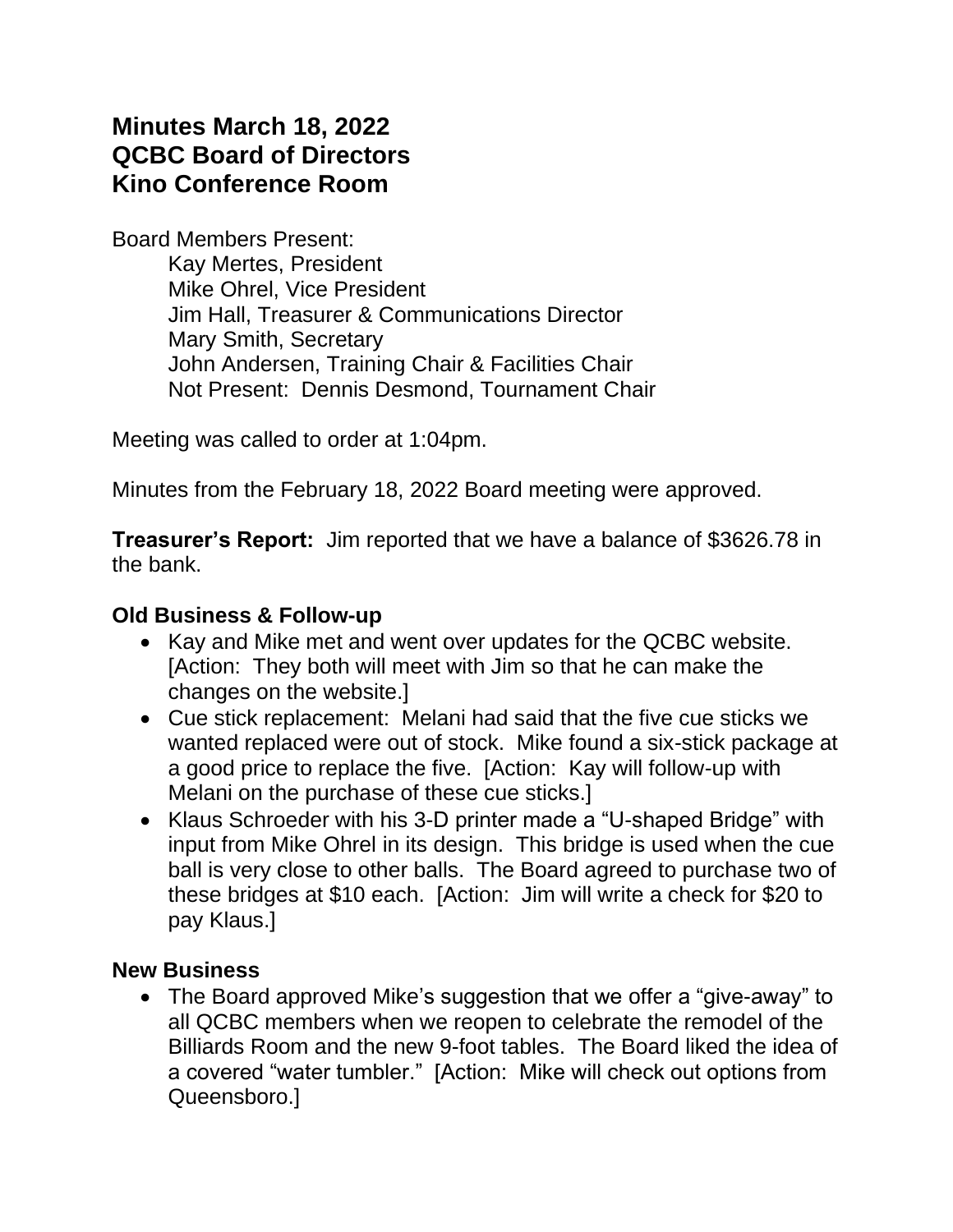# Minutes March 18, 2022
# QCBC Board of Directors
# Kino Conference Room

Board Members Present:

Kay Mertes, President
Mike Ohrel, Vice President
Jim Hall, Treasurer & Communications Director
Mary Smith, Secretary
John Andersen, Training Chair & Facilities Chair
Not Present: Dennis Desmond, Tournament Chair

Meeting was called to order at 1:04pm.

Minutes from the February 18, 2022 Board meeting were approved.

**Treasurer's Report:** Jim reported that we have a balance of $3626.78 in the bank.

## Old Business & Follow-up

- Kay and Mike met and went over updates for the QCBC website. [Action: They both will meet with Jim so that he can make the changes on the website.]
- Cue stick replacement: Melani had said that the five cue sticks we wanted replaced were out of stock. Mike found a six-stick package at a good price to replace the five. [Action: Kay will follow-up with Melani on the purchase of these cue sticks.]
- Klaus Schroeder with his 3-D printer made a "U-shaped Bridge" with input from Mike Ohrel in its design. This bridge is used when the cue ball is very close to other balls. The Board agreed to purchase two of these bridges at $10 each. [Action: Jim will write a check for $20 to pay Klaus.]

## New Business

- The Board approved Mike's suggestion that we offer a "give-away" to all QCBC members when we reopen to celebrate the remodel of the Billiards Room and the new 9-foot tables. The Board liked the idea of a covered "water tumbler." [Action: Mike will check out options from Queensboro.]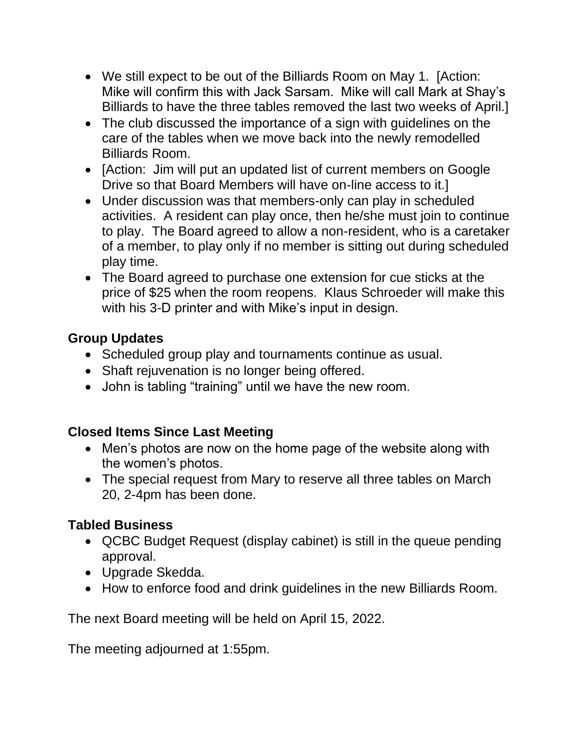- We still expect to be out of the Billiards Room on May 1. [Action: Mike will confirm this with Jack Sarsam. Mike will call Mark at Shay's Billiards to have the three tables removed the last two weeks of April.]
- The club discussed the importance of a sign with guidelines on the care of the tables when we move back into the newly remodelled Billiards Room.
- [Action: Jim will put an updated list of current members on Google Drive so that Board Members will have on-line access to it.]
- Under discussion was that members-only can play in scheduled activities. A resident can play once, then he/she must join to continue to play. The Board agreed to allow a non-resident, who is a caretaker of a member, to play only if no member is sitting out during scheduled play time.
- The Board agreed to purchase one extension for cue sticks at the price of $25 when the room reopens. Klaus Schroeder will make this with his 3-D printer and with Mike's input in design.

**Group Updates**

- Scheduled group play and tournaments continue as usual.
- Shaft rejuvenation is no longer being offered.
- John is tabling "training" until we have the new room.

**Closed Items Since Last Meeting**

- Men's photos are now on the home page of the website along with the women's photos.
- The special request from Mary to reserve all three tables on March 20, 2-4pm has been done.

**Tabled Business**

- QCBC Budget Request (display cabinet) is still in the queue pending approval.
- Upgrade Skedda.
- How to enforce food and drink guidelines in the new Billiards Room.

The next Board meeting will be held on April 15, 2022.

The meeting adjourned at 1:55pm.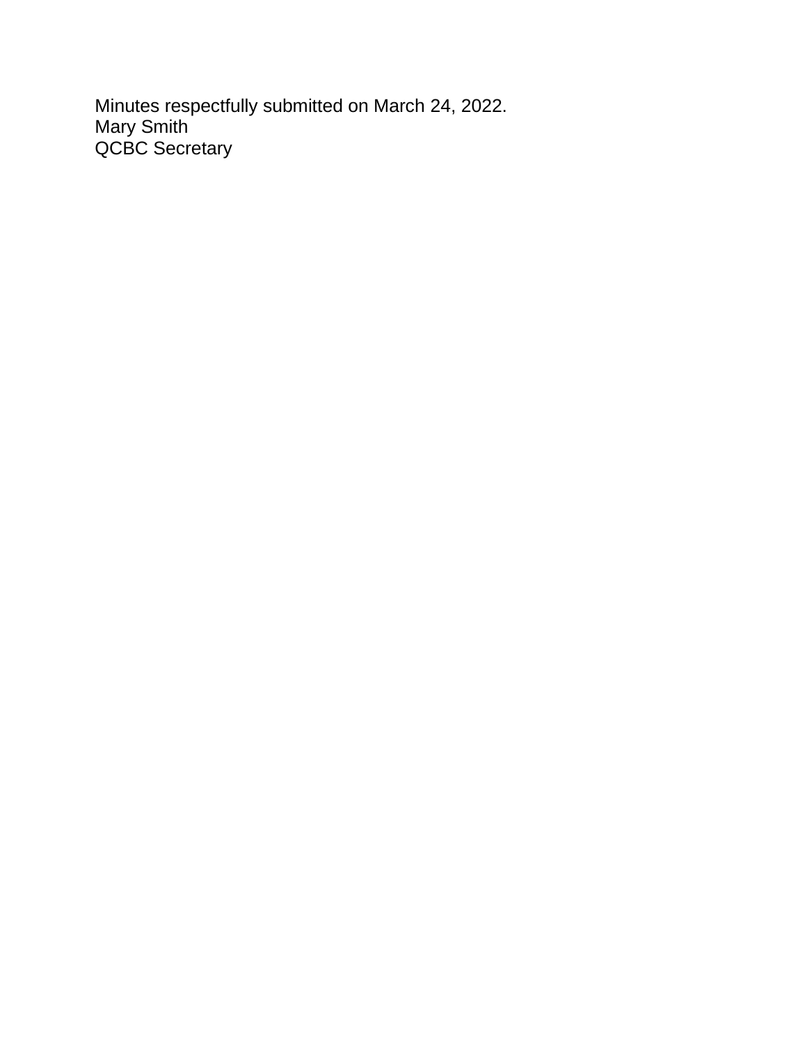Minutes respectfully submitted on March 24, 2022.
Mary Smith
QCBC Secretary